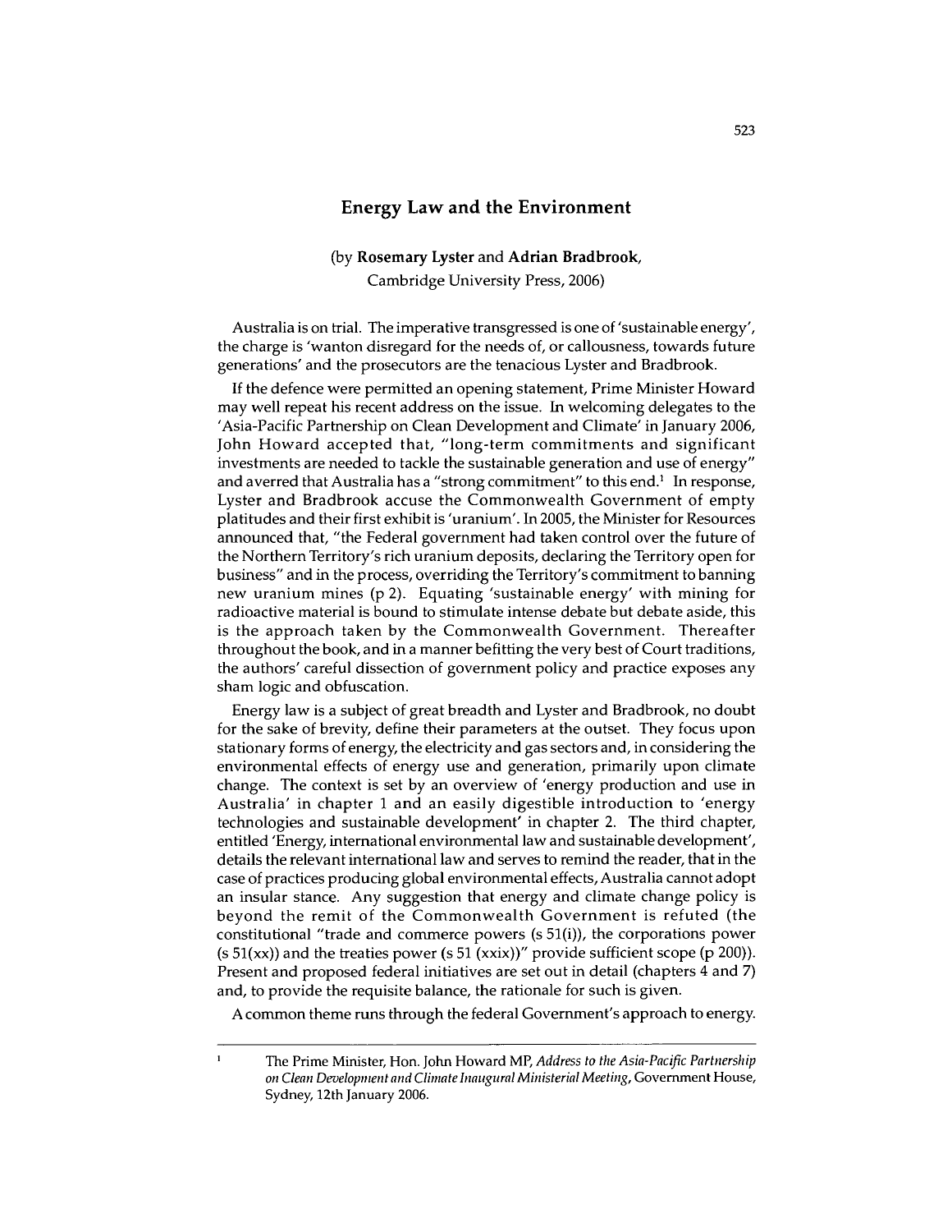# Energy Law and the Environment

(by **Rosemary Lyster** and **Adrian Bradbrook**, Cambridge University Press, 2006)

Australia is on trial. The imperative transgressed is one of 'sustainable energy', the charge is 'wanton disregard for the needs of, or callousness, towards future generations' and the prosecutors are the tenacious Lyster and Bradbrook.

If the defence were permitted an opening statement, Prime Minister Howard may well repeat his recent address on the issue. In welcoming delegates to the 'Asia-Pacific Partnership on Clean Development and Climate' in January 2006, John Howard accepted that, "long-term commitments and significant investments are needed to tackle the sustainable generation and use of energy" and averred that Australia has a "strong commitment" to this end.[1] In response, Lyster and Bradbrook accuse the Commonwealth Government of empty platitudes and their first exhibit is 'uranium'. In 2005, the Minister for Resources announced that, "the Federal government had taken control over the future of the Northern Territory's rich uranium deposits, declaring the Territory open for business" and in the process, overriding the Territory's commitment to banning new uranium mines (p 2). Equating 'sustainable energy' with mining for radioactive material is bound to stimulate intense debate but debate aside, this is the approach taken by the Commonwealth Government. Thereafter throughout the book, and in a manner befitting the very best of Court traditions, the authors' careful dissection of government policy and practice exposes any sham logic and obfuscation.

Energy law is a subject of great breadth and Lyster and Bradbrook, no doubt for the sake of brevity, define their parameters at the outset. They focus upon stationary forms of energy, the electricity and gas sectors and, in considering the environmental effects of energy use and generation, primarily upon climate change. The context is set by an overview of 'energy production and use in Australia' in chapter 1 and an easily digestible introduction to 'energy technologies and sustainable development' in chapter 2. The third chapter, entitled 'Energy, international environmental law and sustainable development', details the relevant international law and serves to remind the reader, that in the case of practices producing global environmental effects, Australia cannot adopt an insular stance. Any suggestion that energy and climate change policy is beyond the remit of the Commonwealth Government is refuted (the constitutional "trade and commerce powers (s 51(i)), the corporations power (s 51(xx)) and the treaties power (s 51 (xxix))" provide sufficient scope (p 200)). Present and proposed federal initiatives are set out in detail (chapters 4 and 7) and, to provide the requisite balance, the rationale for such is given.

A common theme runs through the federal Government's approach to energy.

---

[1] The Prime Minister, Hon. John Howard MP, *Address to the Asia-Pacific Partnership on Clean Development and Climate Inaugural Ministerial Meeting*, Government House, Sydney, 12th January 2006.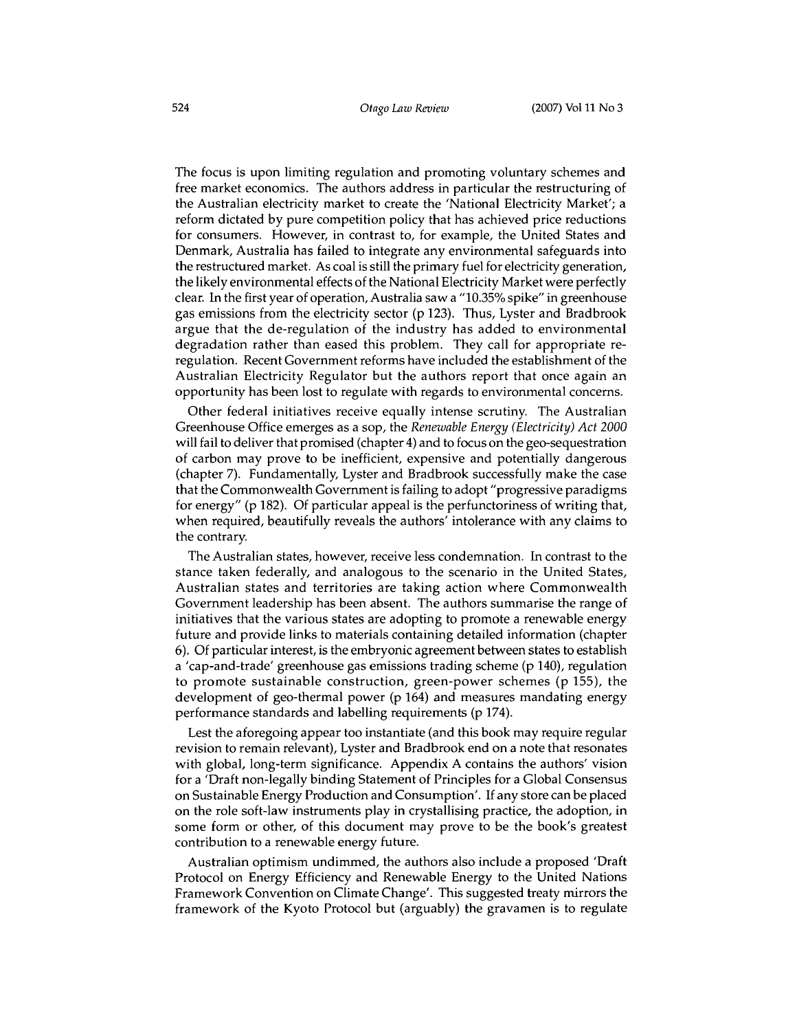The focus is upon limiting regulation and promoting voluntary schemes and free market economics. The authors address in particular the restructuring of the Australian electricity market to create the 'National Electricity Market'; a reform dictated by pure competition policy that has achieved price reductions for consumers. However, in contrast to, for example, the United States and Denmark, Australia has failed to integrate any environmental safeguards into the restructured market. As coal is still the primary fuel for electricity generation, the likely environmental effects of the National Electricity Market were perfectly clear. In the first year of operation, Australia saw a "10.35% spike" in greenhouse gas emissions from the electricity sector (p 123). Thus, Lyster and Bradbrook argue that the de-regulation of the industry has added to environmental degradation rather than eased this problem. They call for appropriate re-regulation. Recent Government reforms have included the establishment of the Australian Electricity Regulator but the authors report that once again an opportunity has been lost to regulate with regards to environmental concerns.

Other federal initiatives receive equally intense scrutiny. The Australian Greenhouse Office emerges as a sop, the *Renewable Energy (Electricity) Act 2000* will fail to deliver that promised (chapter 4) and to focus on the geo-sequestration of carbon may prove to be inefficient, expensive and potentially dangerous (chapter 7). Fundamentally, Lyster and Bradbrook successfully make the case that the Commonwealth Government is failing to adopt "progressive paradigms for energy" (p 182). Of particular appeal is the perfunctoriness of writing that, when required, beautifully reveals the authors' intolerance with any claims to the contrary.

The Australian states, however, receive less condemnation. In contrast to the stance taken federally, and analogous to the scenario in the United States, Australian states and territories are taking action where Commonwealth Government leadership has been absent. The authors summarise the range of initiatives that the various states are adopting to promote a renewable energy future and provide links to materials containing detailed information (chapter 6). Of particular interest, is the embryonic agreement between states to establish a 'cap-and-trade' greenhouse gas emissions trading scheme (p 140), regulation to promote sustainable construction, green-power schemes (p 155), the development of geo-thermal power (p 164) and measures mandating energy performance standards and labelling requirements (p 174).

Lest the aforegoing appear too instantiate (and this book may require regular revision to remain relevant), Lyster and Bradbrook end on a note that resonates with global, long-term significance. Appendix A contains the authors' vision for a 'Draft non-legally binding Statement of Principles for a Global Consensus on Sustainable Energy Production and Consumption'. If any store can be placed on the role soft-law instruments play in crystallising practice, the adoption, in some form or other, of this document may prove to be the book's greatest contribution to a renewable energy future.

Australian optimism undimmed, the authors also include a proposed 'Draft Protocol on Energy Efficiency and Renewable Energy to the United Nations Framework Convention on Climate Change'. This suggested treaty mirrors the framework of the Kyoto Protocol but (arguably) the gravamen is to regulate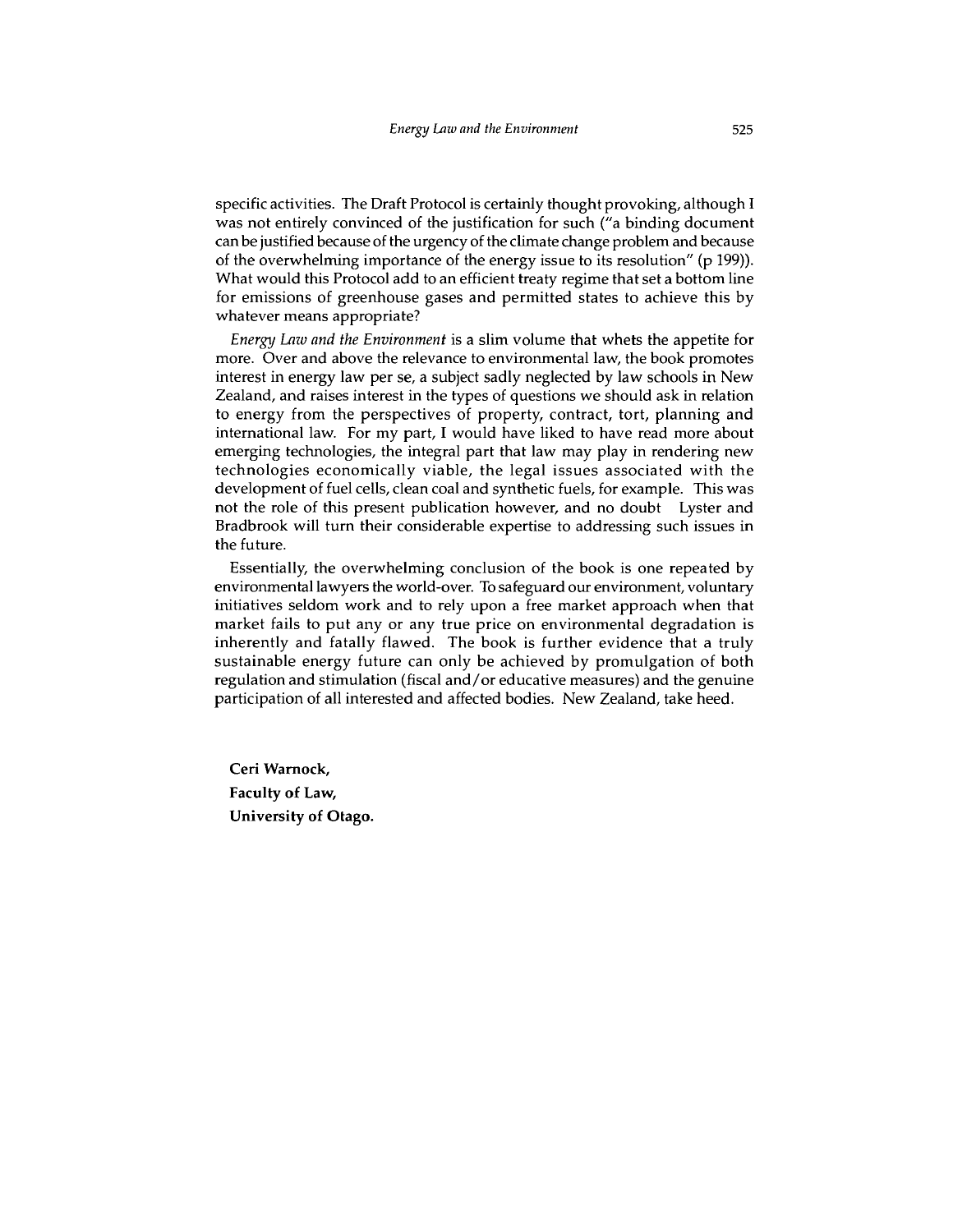specific activities. The Draft Protocol is certainly thought provoking, although I was not entirely convinced of the justification for such ("a binding document can be justified because of the urgency of the climate change problem and because of the overwhelming importance of the energy issue to its resolution" (p 199)). What would this Protocol add to an efficient treaty regime that set a bottom line for emissions of greenhouse gases and permitted states to achieve this by whatever means appropriate?

*Energy Law and the Environment* is a slim volume that whets the appetite for more. Over and above the relevance to environmental law, the book promotes interest in energy law per se, a subject sadly neglected by law schools in New Zealand, and raises interest in the types of questions we should ask in relation to energy from the perspectives of property, contract, tort, planning and international law. For my part, I would have liked to have read more about emerging technologies, the integral part that law may play in rendering new technologies economically viable, the legal issues associated with the development of fuel cells, clean coal and synthetic fuels, for example. This was not the role of this present publication however, and no doubt Lyster and Bradbrook will turn their considerable expertise to addressing such issues in the future.

Essentially, the overwhelming conclusion of the book is one repeated by environmental lawyers the world-over. To safeguard our environment, voluntary initiatives seldom work and to rely upon a free market approach when that market fails to put any or any true price on environmental degradation is inherently and fatally flawed. The book is further evidence that a truly sustainable energy future can only be achieved by promulgation of both regulation and stimulation (fiscal and/or educative measures) and the genuine participation of all interested and affected bodies. New Zealand, take heed.

**Ceri Warnock,**
**Faculty of Law,**
**University of Otago.**